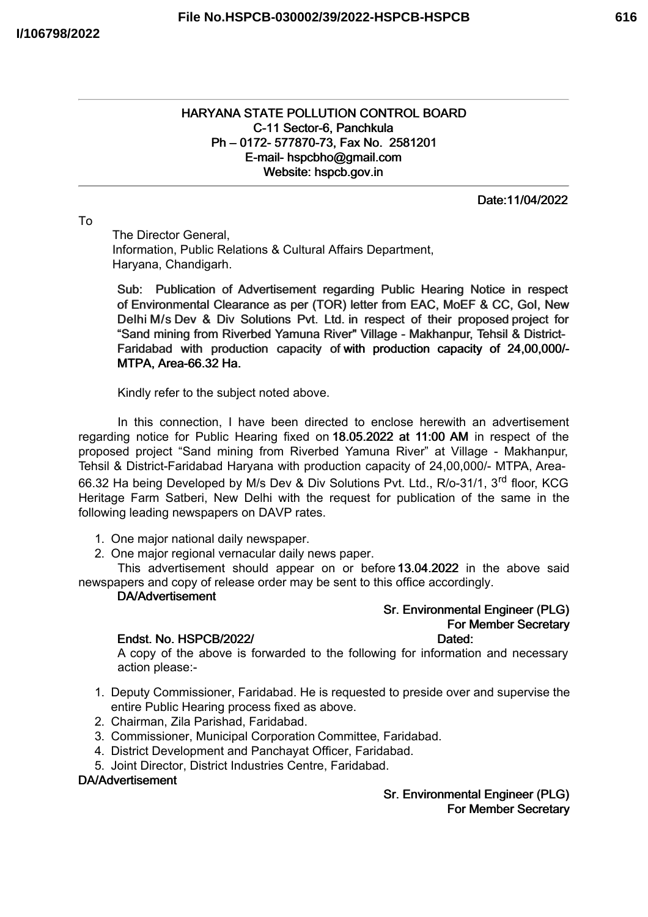**HARYANA STATE POLLUTION CONTROL BOARD**
**C-11 Sector-6, Panchkula**
**Ph – 0172- 577870-73, Fax No. 2581201**
**E-mail- hspcbho@gmail.com**
**Website: hspcb.gov.in**

**Date:11/04/2022**

To

The Director General,
Information, Public Relations & Cultural Affairs Department,
Haryana, Chandigarh.

**Sub: Publication of Advertisement regarding Public Hearing Notice in respect of Environmental Clearance as per (TOR) letter from EAC, MoEF & CC, GoI, New Delhi M/s Dev & Div Solutions Pvt. Ltd. in respect of their proposed project for "Sand mining from Riverbed Yamuna River" Village - Makhanpur, Tehsil & District-Faridabad with production capacity of with production capacity of 24,00,000/- MTPA, Area-66.32 Ha.**

Kindly refer to the subject noted above.

In this connection, I have been directed to enclose herewith an advertisement regarding notice for Public Hearing fixed on **18.05.2022 at 11:00 AM** in respect of the proposed project "Sand mining from Riverbed Yamuna River" at Village - Makhanpur, Tehsil & District-Faridabad Haryana with production capacity of 24,00,000/- MTPA, Area-66.32 Ha being Developed by M/s Dev & Div Solutions Pvt. Ltd., R/o-31/1, 3rd floor, KCG Heritage Farm Satberi, New Delhi with the request for publication of the same in the following leading newspapers on DAVP rates.

1. One major national daily newspaper.
2. One major regional vernacular daily news paper.

This advertisement should appear on or before **13.04.2022** in the above said newspapers and copy of release order may be sent to this office accordingly.

**DA/Advertisement**

**Sr. Environmental Engineer (PLG)**
**For Member Secretary**

**Endst. No. HSPCB/2022/** **Dated:**

A copy of the above is forwarded to the following for information and necessary action please:-

1. Deputy Commissioner, Faridabad. He is requested to preside over and supervise the entire Public Hearing process fixed as above.
2. Chairman, Zila Parishad, Faridabad.
3. Commissioner, Municipal Corporation Committee, Faridabad.
4. District Development and Panchayat Officer, Faridabad.
5. Joint Director, District Industries Centre, Faridabad.

**DA/Advertisement**

**Sr. Environmental Engineer (PLG)**
**For Member Secretary**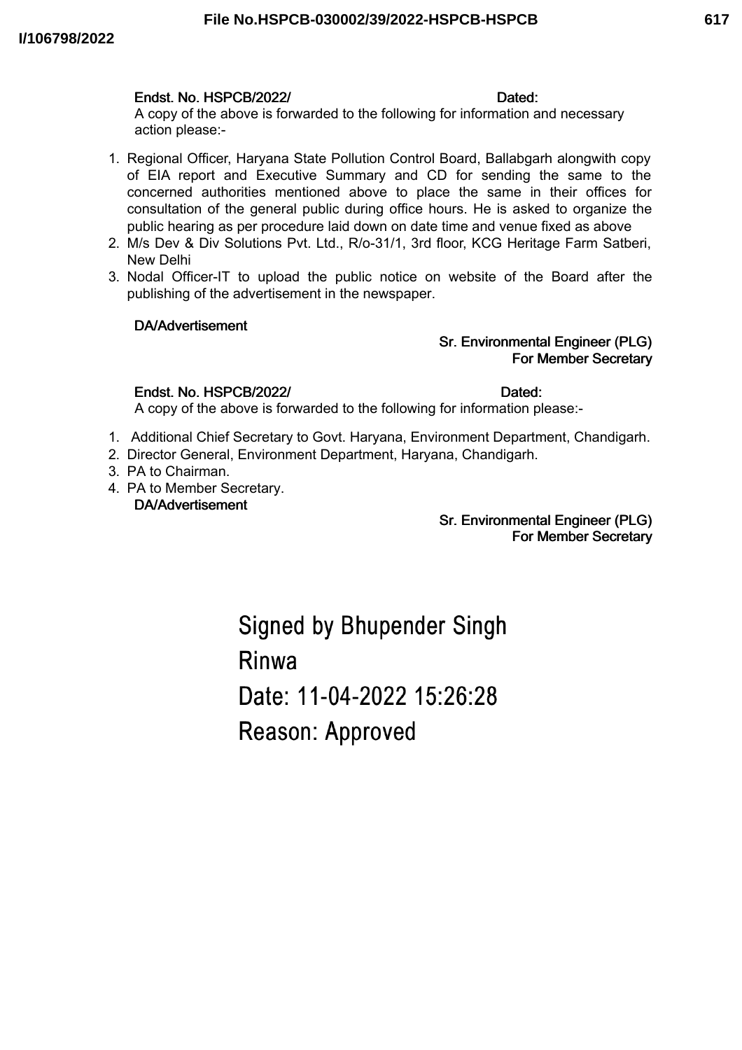**Endst. No. HSPCB/2022/ Dated:**

A copy of the above is forwarded to the following for information and necessary action please:-

1. Regional Officer, Haryana State Pollution Control Board, Ballabgarh alongwith copy of EIA report and Executive Summary and CD for sending the same to the concerned authorities mentioned above to place the same in their offices for consultation of the general public during office hours. He is asked to organize the public hearing as per procedure laid down on date time and venue fixed as above
2. M/s Dev & Div Solutions Pvt. Ltd., R/o-31/1, 3rd floor, KCG Heritage Farm Satberi, New Delhi
3. Nodal Officer-IT to upload the public notice on website of the Board after the publishing of the advertisement in the newspaper.

**DA/Advertisement**

**Sr. Environmental Engineer (PLG)**
**For Member Secretary**

**Endst. No. HSPCB/2022/ Dated:**

A copy of the above is forwarded to the following for information please:-

1. Additional Chief Secretary to Govt. Haryana, Environment Department, Chandigarh.
2. Director General, Environment Department, Haryana, Chandigarh.
3. PA to Chairman.
4. PA to Member Secretary.

**DA/Advertisement**

**Sr. Environmental Engineer (PLG)**
**For Member Secretary**

Signed by Bhupender Singh Rinwa
Date: 11-04-2022 15:26:28
Reason: Approved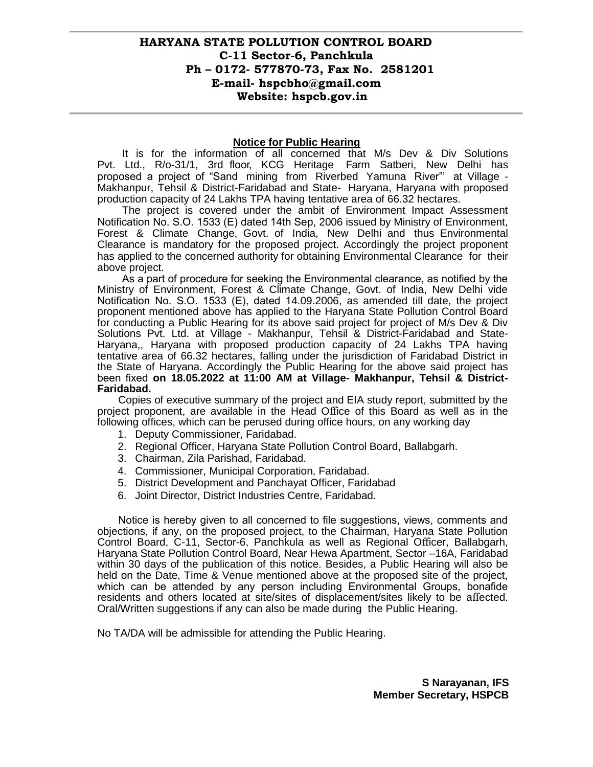**HARYANA STATE POLLUTION CONTROL BOARD**
**C-11 Sector-6, Panchkula**
**Ph – 0172- 577870-73, Fax No. 2581201**
**E-mail- hspcbho@gmail.com**
**Website: hspcb.gov.in**

## Notice for Public Hearing

It is for the information of all concerned that M/s Dev & Div Solutions Pvt. Ltd., R/o-31/1, 3rd floor, KCG Heritage Farm Satberi, New Delhi has proposed a project of "Sand mining from Riverbed Yamuna River"' at Village - Makhanpur, Tehsil & District-Faridabad and State- Haryana, Haryana with proposed production capacity of 24 Lakhs TPA having tentative area of 66.32 hectares.

The project is covered under the ambit of Environment Impact Assessment Notification No. S.O. 1533 (E) dated 14th Sep, 2006 issued by Ministry of Environment, Forest & Climate Change, Govt. of India, New Delhi and thus Environmental Clearance is mandatory for the proposed project. Accordingly the project proponent has applied to the concerned authority for obtaining Environmental Clearance for their above project.

As a part of procedure for seeking the Environmental clearance, as notified by the Ministry of Environment, Forest & Climate Change, Govt. of India, New Delhi vide Notification No. S.O. 1533 (E), dated 14.09.2006, as amended till date, the project proponent mentioned above has applied to the Haryana State Pollution Control Board for conducting a Public Hearing for its above said project for project of M/s Dev & Div Solutions Pvt. Ltd. at Village - Makhanpur, Tehsil & District-Faridabad and State-Haryana,, Haryana with proposed production capacity of 24 Lakhs TPA having tentative area of 66.32 hectares, falling under the jurisdiction of Faridabad District in the State of Haryana. Accordingly the Public Hearing for the above said project has been fixed **on 18.05.2022 at 11:00 AM at Village- Makhanpur, Tehsil & District-Faridabad.**

Copies of executive summary of the project and EIA study report, submitted by the project proponent, are available in the Head Office of this Board as well as in the following offices, which can be perused during office hours, on any working day

1. Deputy Commissioner, Faridabad.
2. Regional Officer, Haryana State Pollution Control Board, Ballabgarh.
3. Chairman, Zila Parishad, Faridabad.
4. Commissioner, Municipal Corporation, Faridabad.
5. District Development and Panchayat Officer, Faridabad
6. Joint Director, District Industries Centre, Faridabad.

Notice is hereby given to all concerned to file suggestions, views, comments and objections, if any, on the proposed project, to the Chairman, Haryana State Pollution Control Board, C-11, Sector-6, Panchkula as well as Regional Officer, Ballabgarh, Haryana State Pollution Control Board, Near Hewa Apartment, Sector –16A, Faridabad within 30 days of the publication of this notice. Besides, a Public Hearing will also be held on the Date, Time & Venue mentioned above at the proposed site of the project, which can be attended by any person including Environmental Groups, bonafide residents and others located at site/sites of displacement/sites likely to be affected. Oral/Written suggestions if any can also be made during the Public Hearing.

No TA/DA will be admissible for attending the Public Hearing.

**S Narayanan, IFS**
**Member Secretary, HSPCB**